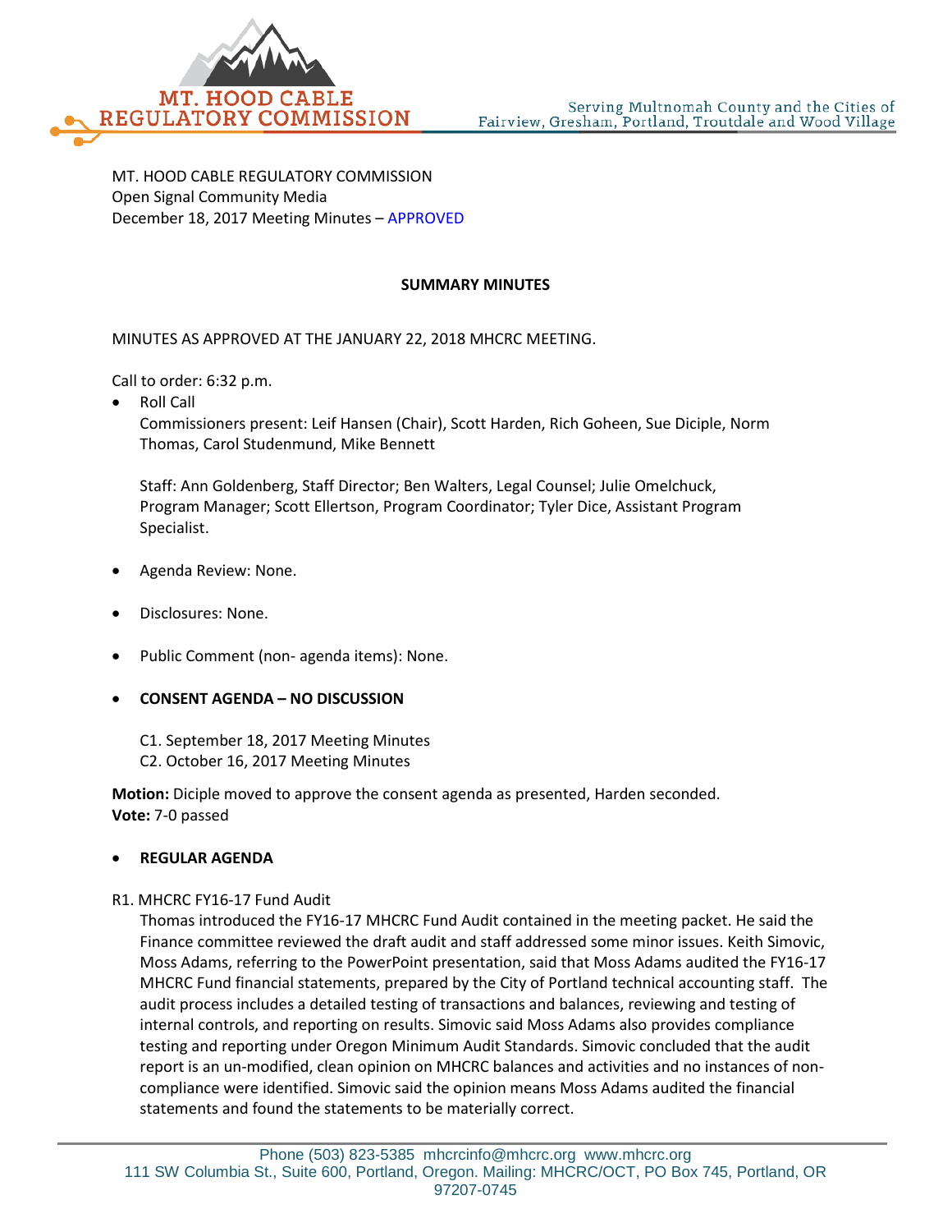MT. HOOD CABLE REGULATORY COMMISSION
Open Signal Community Media
December 18, 2017 Meeting Minutes – APPROVED

**SUMMARY MINUTES**

MINUTES AS APPROVED AT THE JANUARY 22, 2018 MHCRC MEETING.

Call to order: 6:32 p.m.

- Roll Call
  Commissioners present: Leif Hansen (Chair), Scott Harden, Rich Goheen, Sue Diciple, Norm Thomas, Carol Studenmund, Mike Bennett

  Staff: Ann Goldenberg, Staff Director; Ben Walters, Legal Counsel; Julie Omelchuck, Program Manager; Scott Ellertson, Program Coordinator; Tyler Dice, Assistant Program Specialist.

- Agenda Review: None.

- Disclosures: None.

- Public Comment (non- agenda items): None.

- **CONSENT AGENDA – NO DISCUSSION**

  C1. September 18, 2017 Meeting Minutes
  C2. October 16, 2017 Meeting Minutes

**Motion:** Diciple moved to approve the consent agenda as presented, Harden seconded.
**Vote:** 7-0 passed

- **REGULAR AGENDA**

R1. MHCRC FY16-17 Fund Audit
Thomas introduced the FY16-17 MHCRC Fund Audit contained in the meeting packet. He said the Finance committee reviewed the draft audit and staff addressed some minor issues. Keith Simovic, Moss Adams, referring to the PowerPoint presentation, said that Moss Adams audited the FY16-17 MHCRC Fund financial statements, prepared by the City of Portland technical accounting staff. The audit process includes a detailed testing of transactions and balances, reviewing and testing of internal controls, and reporting on results. Simovic said Moss Adams also provides compliance testing and reporting under Oregon Minimum Audit Standards. Simovic concluded that the audit report is an un-modified, clean opinion on MHCRC balances and activities and no instances of non-compliance were identified. Simovic said the opinion means Moss Adams audited the financial statements and found the statements to be materially correct.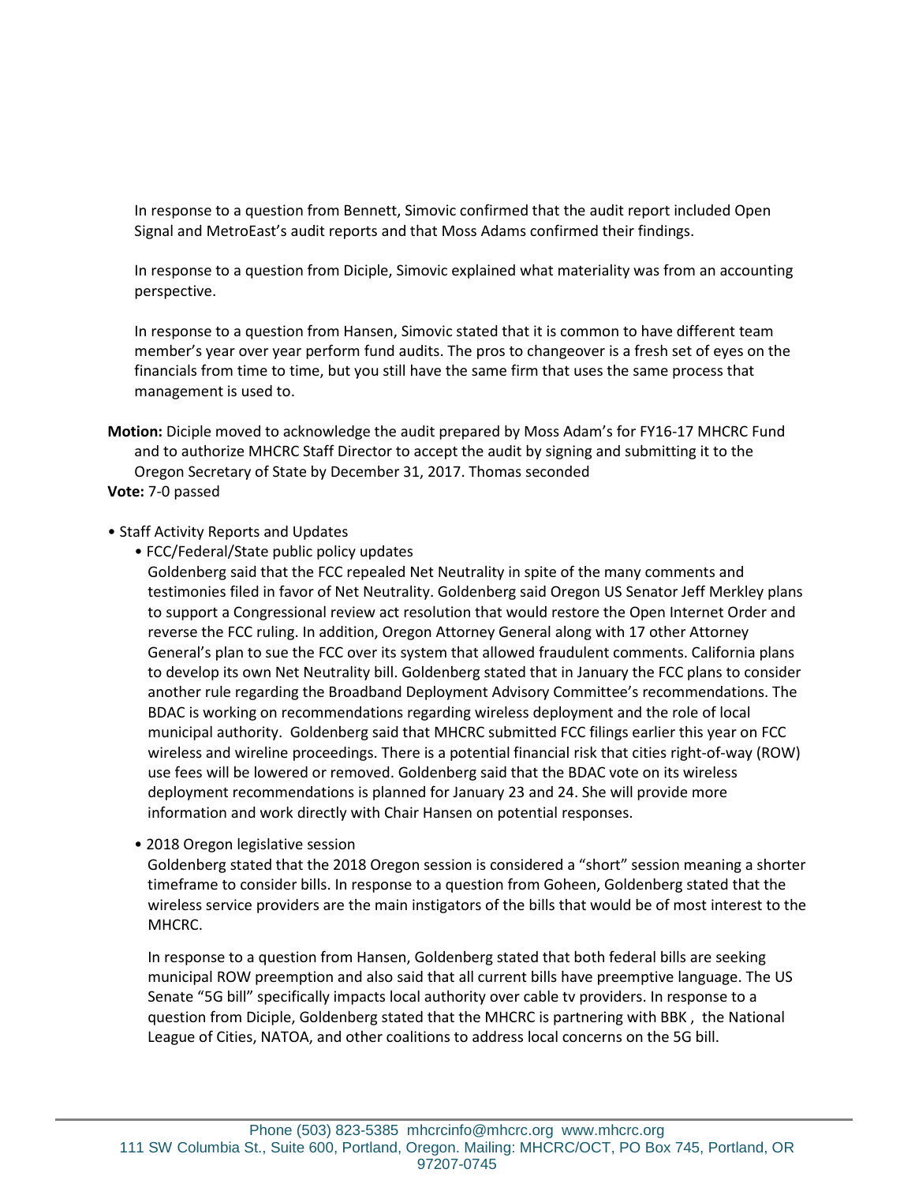In response to a question from Bennett, Simovic confirmed that the audit report included Open Signal and MetroEast's audit reports and that Moss Adams confirmed their findings.

In response to a question from Diciple, Simovic explained what materiality was from an accounting perspective.

In response to a question from Hansen, Simovic stated that it is common to have different team member's year over year perform fund audits. The pros to changeover is a fresh set of eyes on the financials from time to time, but you still have the same firm that uses the same process that management is used to.

**Motion:** Diciple moved to acknowledge the audit prepared by Moss Adam's for FY16-17 MHCRC Fund and to authorize MHCRC Staff Director to accept the audit by signing and submitting it to the Oregon Secretary of State by December 31, 2017. Thomas seconded

**Vote:** 7-0 passed

- Staff Activity Reports and Updates
  - FCC/Federal/State public policy updates

    Goldenberg said that the FCC repealed Net Neutrality in spite of the many comments and testimonies filed in favor of Net Neutrality. Goldenberg said Oregon US Senator Jeff Merkley plans to support a Congressional review act resolution that would restore the Open Internet Order and reverse the FCC ruling. In addition, Oregon Attorney General along with 17 other Attorney General's plan to sue the FCC over its system that allowed fraudulent comments. California plans to develop its own Net Neutrality bill. Goldenberg stated that in January the FCC plans to consider another rule regarding the Broadband Deployment Advisory Committee's recommendations. The BDAC is working on recommendations regarding wireless deployment and the role of local municipal authority. Goldenberg said that MHCRC submitted FCC filings earlier this year on FCC wireless and wireline proceedings. There is a potential financial risk that cities right-of-way (ROW) use fees will be lowered or removed. Goldenberg said that the BDAC vote on its wireless deployment recommendations is planned for January 23 and 24. She will provide more information and work directly with Chair Hansen on potential responses.

  - 2018 Oregon legislative session

    Goldenberg stated that the 2018 Oregon session is considered a "short" session meaning a shorter timeframe to consider bills. In response to a question from Goheen, Goldenberg stated that the wireless service providers are the main instigators of the bills that would be of most interest to the MHCRC.

    In response to a question from Hansen, Goldenberg stated that both federal bills are seeking municipal ROW preemption and also said that all current bills have preemptive language. The US Senate "5G bill" specifically impacts local authority over cable tv providers. In response to a question from Diciple, Goldenberg stated that the MHCRC is partnering with BBK , the National League of Cities, NATOA, and other coalitions to address local concerns on the 5G bill.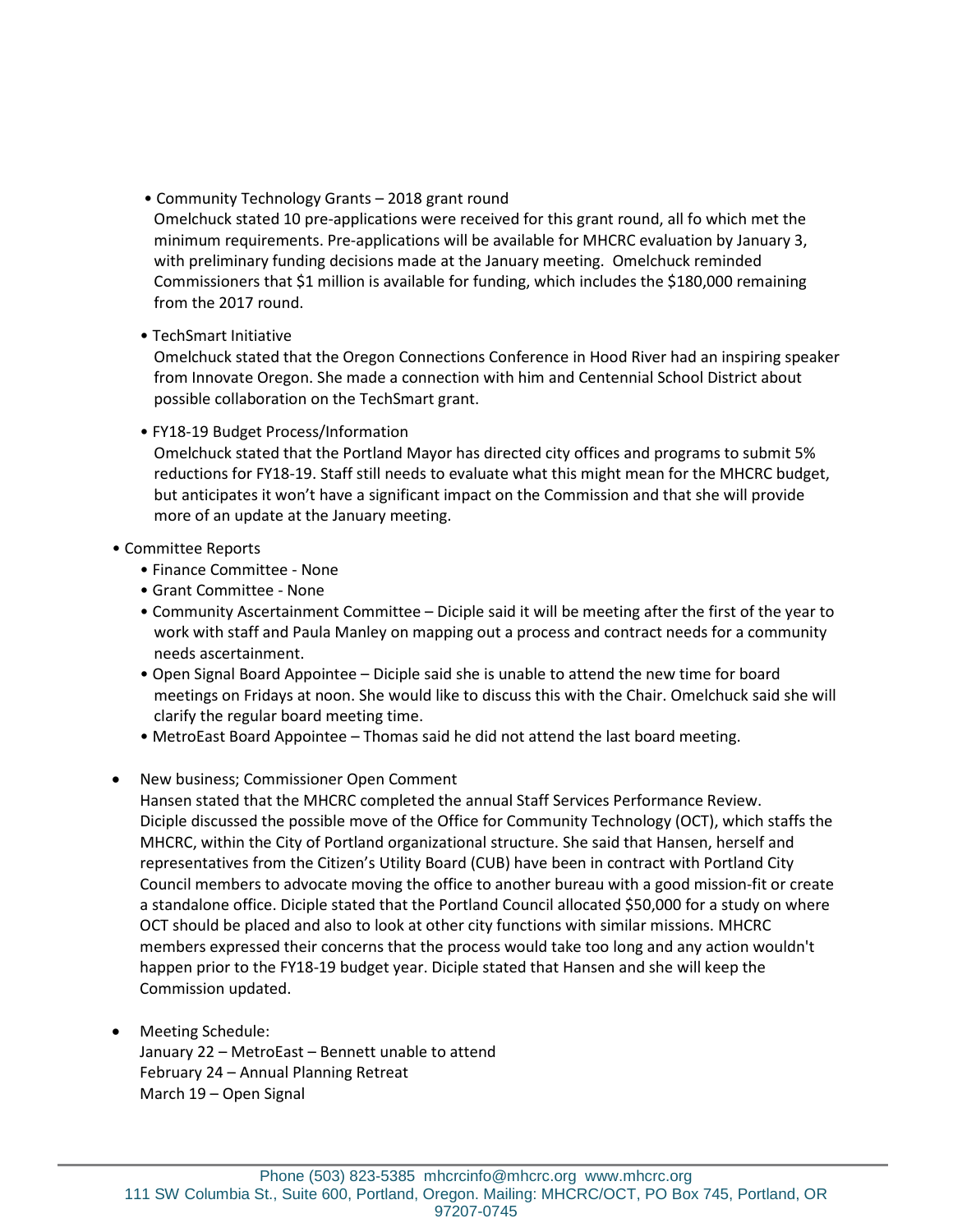- Community Technology Grants – 2018 grant round
  Omelchuck stated 10 pre-applications were received for this grant round, all fo which met the minimum requirements. Pre-applications will be available for MHCRC evaluation by January 3, with preliminary funding decisions made at the January meeting. Omelchuck reminded Commissioners that $1 million is available for funding, which includes the $180,000 remaining from the 2017 round.

- TechSmart Initiative
  Omelchuck stated that the Oregon Connections Conference in Hood River had an inspiring speaker from Innovate Oregon. She made a connection with him and Centennial School District about possible collaboration on the TechSmart grant.

- FY18-19 Budget Process/Information
  Omelchuck stated that the Portland Mayor has directed city offices and programs to submit 5% reductions for FY18-19. Staff still needs to evaluate what this might mean for the MHCRC budget, but anticipates it won't have a significant impact on the Commission and that she will provide more of an update at the January meeting.

- Committee Reports
  - Finance Committee - None
  - Grant Committee - None
  - Community Ascertainment Committee – Diciple said it will be meeting after the first of the year to work with staff and Paula Manley on mapping out a process and contract needs for a community needs ascertainment.
  - Open Signal Board Appointee – Diciple said she is unable to attend the new time for board meetings on Fridays at noon. She would like to discuss this with the Chair. Omelchuck said she will clarify the regular board meeting time.
  - MetroEast Board Appointee – Thomas said he did not attend the last board meeting.

- New business; Commissioner Open Comment
  Hansen stated that the MHCRC completed the annual Staff Services Performance Review.
  Diciple discussed the possible move of the Office for Community Technology (OCT), which staffs the MHCRC, within the City of Portland organizational structure. She said that Hansen, herself and representatives from the Citizen's Utility Board (CUB) have been in contract with Portland City Council members to advocate moving the office to another bureau with a good mission-fit or create a standalone office. Diciple stated that the Portland Council allocated $50,000 for a study on where OCT should be placed and also to look at other city functions with similar missions. MHCRC members expressed their concerns that the process would take too long and any action wouldn't happen prior to the FY18-19 budget year. Diciple stated that Hansen and she will keep the Commission updated.

- Meeting Schedule:
  January 22 – MetroEast – Bennett unable to attend
  February 24 – Annual Planning Retreat
  March 19 – Open Signal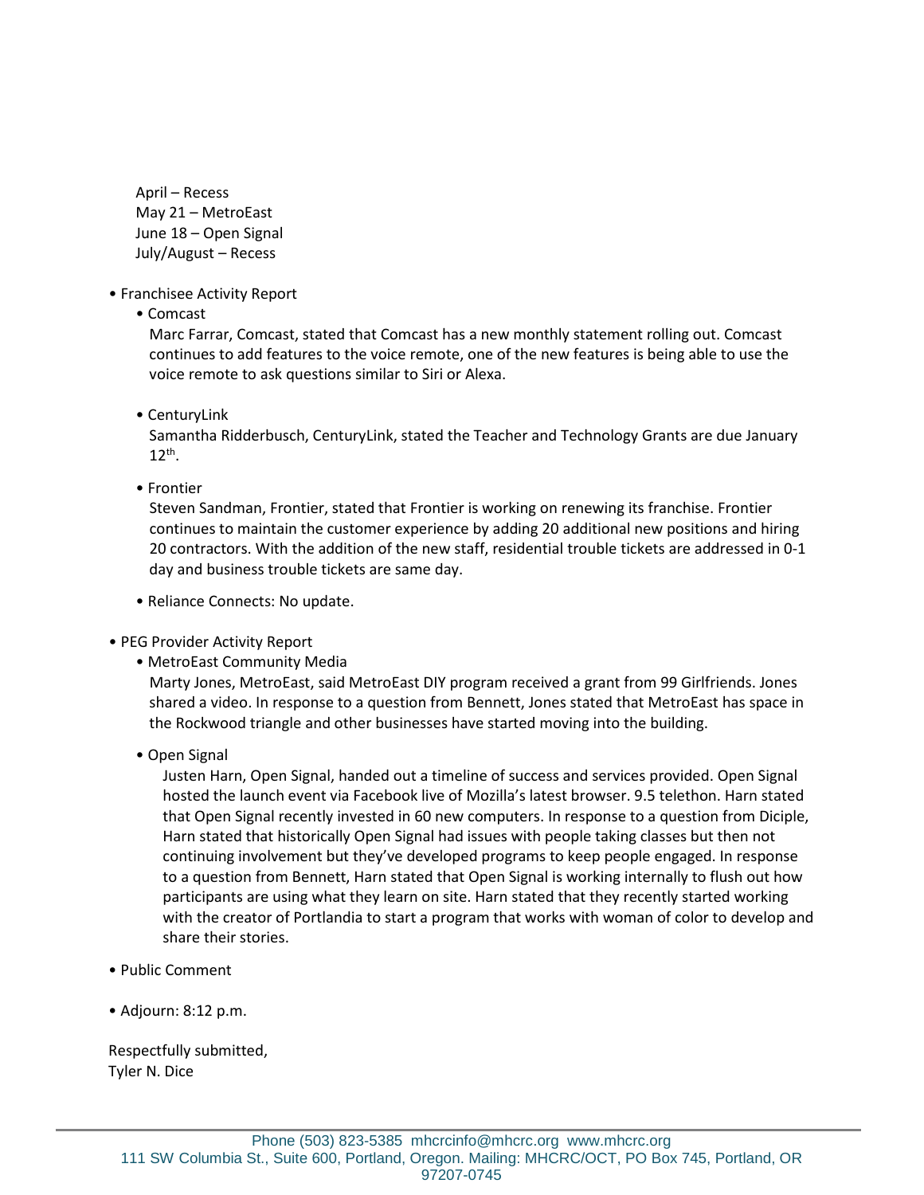April – Recess
May 21 – MetroEast
June 18 – Open Signal
July/August – Recess

- Franchisee Activity Report
  - Comcast
    Marc Farrar, Comcast, stated that Comcast has a new monthly statement rolling out. Comcast continues to add features to the voice remote, one of the new features is being able to use the voice remote to ask questions similar to Siri or Alexa.

  - CenturyLink
    Samantha Ridderbusch, CenturyLink, stated the Teacher and Technology Grants are due January 12th.

  - Frontier
    Steven Sandman, Frontier, stated that Frontier is working on renewing its franchise. Frontier continues to maintain the customer experience by adding 20 additional new positions and hiring 20 contractors. With the addition of the new staff, residential trouble tickets are addressed in 0-1 day and business trouble tickets are same day.

  - Reliance Connects: No update.

- PEG Provider Activity Report
  - MetroEast Community Media
    Marty Jones, MetroEast, said MetroEast DIY program received a grant from 99 Girlfriends. Jones shared a video. In response to a question from Bennett, Jones stated that MetroEast has space in the Rockwood triangle and other businesses have started moving into the building.

  - Open Signal
    Justen Harn, Open Signal, handed out a timeline of success and services provided. Open Signal hosted the launch event via Facebook live of Mozilla's latest browser. 9.5 telethon. Harn stated that Open Signal recently invested in 60 new computers. In response to a question from Diciple, Harn stated that historically Open Signal had issues with people taking classes but then not continuing involvement but they've developed programs to keep people engaged. In response to a question from Bennett, Harn stated that Open Signal is working internally to flush out how participants are using what they learn on site. Harn stated that they recently started working with the creator of Portlandia to start a program that works with woman of color to develop and share their stories.

- Public Comment

- Adjourn: 8:12 p.m.

Respectfully submitted,
Tyler N. Dice

Phone (503) 823-5385 mhcrcinfo@mhcrc.org www.mhcrc.org
111 SW Columbia St., Suite 600, Portland, Oregon. Mailing: MHCRC/OCT, PO Box 745, Portland, OR 97207-0745